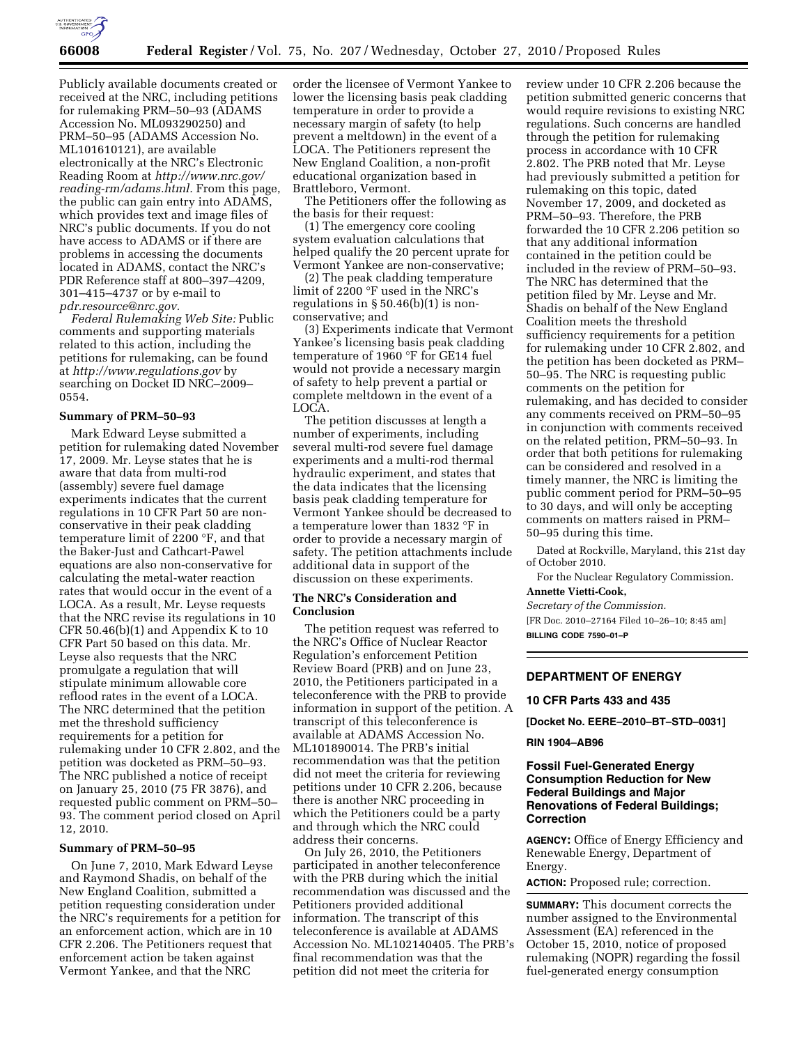Publicly available documents created or received at the NRC, including petitions for rulemaking PRM–50–93 (ADAMS Accession No. ML093290250) and PRM–50–95 (ADAMS Accession No. ML101610121), are available electronically at the NRC's Electronic Reading Room at *http://www.nrc.gov/reading-rm/adams.html.* From this page, the public can gain entry into ADAMS, which provides text and image files of NRC's public documents. If you do not have access to ADAMS or if there are problems in accessing the documents located in ADAMS, contact the NRC's PDR Reference staff at 800–397–4209, 301–415–4737 or by e-mail to *pdr.resource@nrc.gov.*

*Federal Rulemaking Web Site:* Public comments and supporting materials related to this action, including the petitions for rulemaking, can be found at *http://www.regulations.gov* by searching on Docket ID NRC–2009–0554.

**Summary of PRM–50–93**

Mark Edward Leyse submitted a petition for rulemaking dated November 17, 2009. Mr. Leyse states that he is aware that data from multi-rod (assembly) severe fuel damage experiments indicates that the current regulations in 10 CFR Part 50 are non-conservative in their peak cladding temperature limit of 2200 °F, and that the Baker-Just and Cathcart-Pawel equations are also non-conservative for calculating the metal-water reaction rates that would occur in the event of a LOCA. As a result, Mr. Leyse requests that the NRC revise its regulations in 10 CFR 50.46(b)(1) and Appendix K to 10 CFR Part 50 based on this data. Mr. Leyse also requests that the NRC promulgate a regulation that will stipulate minimum allowable core reflood rates in the event of a LOCA. The NRC determined that the petition met the threshold sufficiency requirements for a petition for rulemaking under 10 CFR 2.802, and the petition was docketed as PRM–50–93. The NRC published a notice of receipt on January 25, 2010 (75 FR 3876), and requested public comment on PRM–50–93. The comment period closed on April 12, 2010.

**Summary of PRM–50–95**

On June 7, 2010, Mark Edward Leyse and Raymond Shadis, on behalf of the New England Coalition, submitted a petition requesting consideration under the NRC's requirements for a petition for an enforcement action, which are in 10 CFR 2.206. The Petitioners request that enforcement action be taken against Vermont Yankee, and that the NRC order the licensee of Vermont Yankee to lower the licensing basis peak cladding temperature in order to provide a necessary margin of safety (to help prevent a meltdown) in the event of a LOCA. The Petitioners represent the New England Coalition, a non-profit educational organization based in Brattleboro, Vermont.

The Petitioners offer the following as the basis for their request:

(1) The emergency core cooling system evaluation calculations that helped qualify the 20 percent uprate for Vermont Yankee are non-conservative;

(2) The peak cladding temperature limit of 2200 °F used in the NRC's regulations in § 50.46(b)(1) is non-conservative; and

(3) Experiments indicate that Vermont Yankee's licensing basis peak cladding temperature of 1960 °F for GE14 fuel would not provide a necessary margin of safety to help prevent a partial or complete meltdown in the event of a LOCA.

The petition discusses at length a number of experiments, including several multi-rod severe fuel damage experiments and a multi-rod thermal hydraulic experiment, and states that the data indicates that the licensing basis peak cladding temperature for Vermont Yankee should be decreased to a temperature lower than 1832 °F in order to provide a necessary margin of safety. The petition attachments include additional data in support of the discussion on these experiments.

**The NRC's Consideration and Conclusion**

The petition request was referred to the NRC's Office of Nuclear Reactor Regulation's enforcement Petition Review Board (PRB) and on June 23, 2010, the Petitioners participated in a teleconference with the PRB to provide information in support of the petition. A transcript of this teleconference is available at ADAMS Accession No. ML101890014. The PRB's initial recommendation was that the petition did not meet the criteria for reviewing petitions under 10 CFR 2.206, because there is another NRC proceeding in which the Petitioners could be a party and through which the NRC could address their concerns.

On July 26, 2010, the Petitioners participated in another teleconference with the PRB during which the initial recommendation was discussed and the Petitioners provided additional information. The transcript of this teleconference is available at ADAMS Accession No. ML102140405. The PRB's final recommendation was that the petition did not meet the criteria for review under 10 CFR 2.206 because the petition submitted generic concerns that would require revisions to existing NRC regulations. Such concerns are handled through the petition for rulemaking process in accordance with 10 CFR 2.802. The PRB noted that Mr. Leyse had previously submitted a petition for rulemaking on this topic, dated November 17, 2009, and docketed as PRM–50–93. Therefore, the PRB forwarded the 10 CFR 2.206 petition so that any additional information contained in the petition could be included in the review of PRM–50–93. The NRC has determined that the petition filed by Mr. Leyse and Mr. Shadis on behalf of the New England Coalition meets the threshold sufficiency requirements for a petition for rulemaking under 10 CFR 2.802, and the petition has been docketed as PRM–50–95. The NRC is requesting public comments on the petition for rulemaking, and has decided to consider any comments received on PRM–50–95 in conjunction with comments received on the related petition, PRM–50–93. In order that both petitions for rulemaking can be considered and resolved in a timely manner, the NRC is limiting the public comment period for PRM–50–95 to 30 days, and will only be accepting comments on matters raised in PRM–50–95 during this time.

Dated at Rockville, Maryland, this 21st day of October 2010.

For the Nuclear Regulatory Commission.

**Annette Vietti-Cook,**

*Secretary of the Commission.*

[FR Doc. 2010–27164 Filed 10–26–10; 8:45 am]

**BILLING CODE 7590–01–P**

---

## DEPARTMENT OF ENERGY

### 10 CFR Parts 433 and 435

**[Docket No. EERE–2010–BT–STD–0031]**

**RIN 1904–AB96**

### Fossil Fuel-Generated Energy Consumption Reduction for New Federal Buildings and Major Renovations of Federal Buildings; Correction

**AGENCY:** Office of Energy Efficiency and Renewable Energy, Department of Energy.

**ACTION:** Proposed rule; correction.

**SUMMARY:** This document corrects the number assigned to the Environmental Assessment (EA) referenced in the October 15, 2010, notice of proposed rulemaking (NOPR) regarding the fossil fuel-generated energy consumption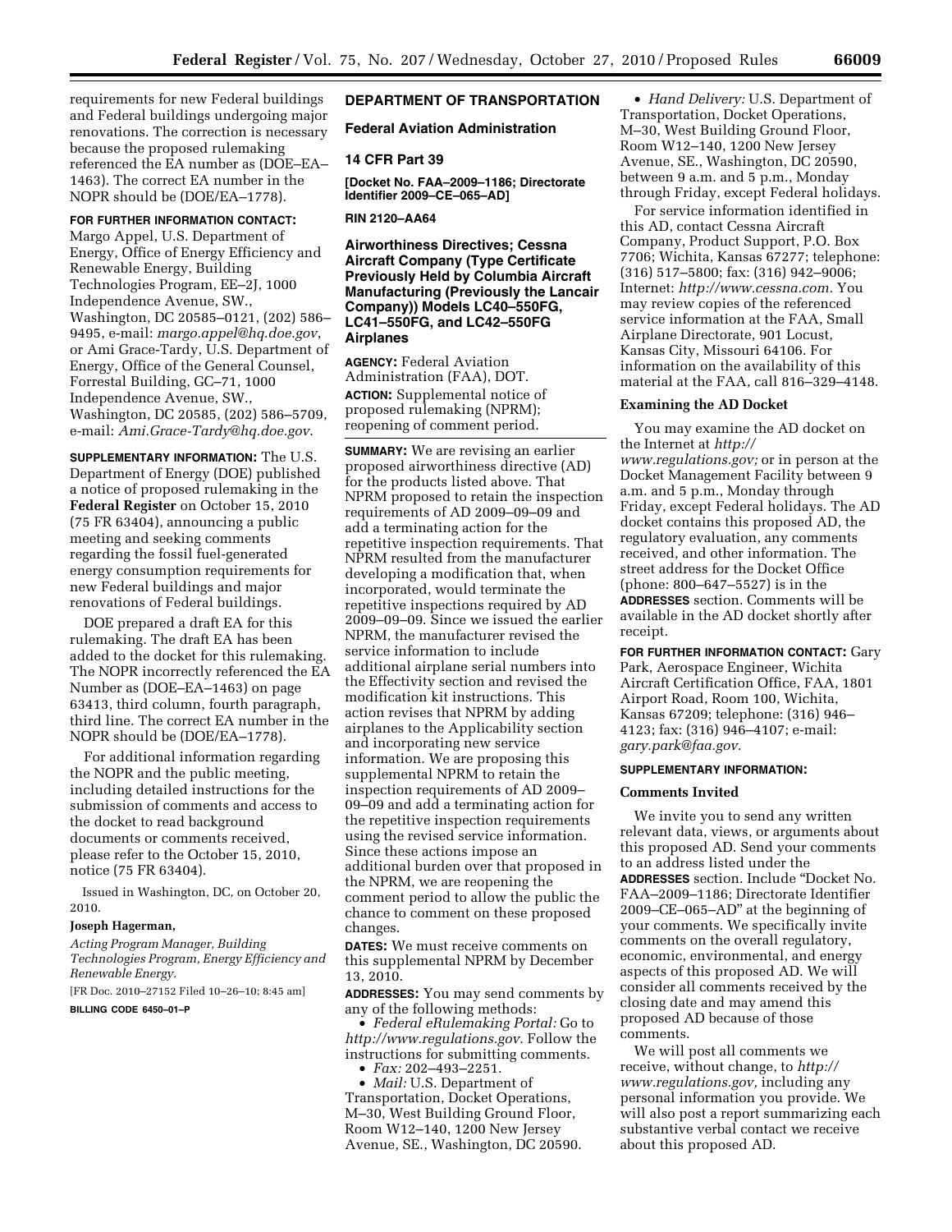requirements for new Federal buildings and Federal buildings undergoing major renovations. The correction is necessary because the proposed rulemaking referenced the EA number as (DOE–EA–1463). The correct EA number in the NOPR should be (DOE/EA–1778).

**FOR FURTHER INFORMATION CONTACT:** Margo Appel, U.S. Department of Energy, Office of Energy Efficiency and Renewable Energy, Building Technologies Program, EE–2J, 1000 Independence Avenue, SW., Washington, DC 20585–0121, (202) 586–9495, e-mail: *margo.appel@hq.doe.gov*, or Ami Grace-Tardy, U.S. Department of Energy, Office of the General Counsel, Forrestal Building, GC–71, 1000 Independence Avenue, SW., Washington, DC 20585, (202) 586–5709, e-mail: *Ami.Grace-Tardy@hq.doe.gov*.

**SUPPLEMENTARY INFORMATION:** The U.S. Department of Energy (DOE) published a notice of proposed rulemaking in the **Federal Register** on October 15, 2010 (75 FR 63404), announcing a public meeting and seeking comments regarding the fossil fuel-generated energy consumption requirements for new Federal buildings and major renovations of Federal buildings.

DOE prepared a draft EA for this rulemaking. The draft EA has been added to the docket for this rulemaking. The NOPR incorrectly referenced the EA Number as (DOE–EA–1463) on page 63413, third column, fourth paragraph, third line. The correct EA number in the NOPR should be (DOE/EA–1778).

For additional information regarding the NOPR and the public meeting, including detailed instructions for the submission of comments and access to the docket to read background documents or comments received, please refer to the October 15, 2010, notice (75 FR 63404).

Issued in Washington, DC, on October 20, 2010.

**Joseph Hagerman,**

*Acting Program Manager, Building Technologies Program, Energy Efficiency and Renewable Energy.*

[FR Doc. 2010–27152 Filed 10–26–10; 8:45 am]

**BILLING CODE 6450–01–P**

## DEPARTMENT OF TRANSPORTATION

### Federal Aviation Administration

### 14 CFR Part 39

**[Docket No. FAA–2009–1186; Directorate Identifier 2009–CE–065–AD]**

**RIN 2120–AA64**

### Airworthiness Directives; Cessna Aircraft Company (Type Certificate Previously Held by Columbia Aircraft Manufacturing (Previously the Lancair Company)) Models LC40–550FG, LC41–550FG, and LC42–550FG Airplanes

**AGENCY:** Federal Aviation Administration (FAA), DOT.

**ACTION:** Supplemental notice of proposed rulemaking (NPRM); reopening of comment period.

**SUMMARY:** We are revising an earlier proposed airworthiness directive (AD) for the products listed above. That NPRM proposed to retain the inspection requirements of AD 2009–09–09 and add a terminating action for the repetitive inspection requirements. That NPRM resulted from the manufacturer developing a modification that, when incorporated, would terminate the repetitive inspections required by AD 2009–09–09. Since we issued the earlier NPRM, the manufacturer revised the service information to include additional airplane serial numbers into the Effectivity section and revised the modification kit instructions. This action revises that NPRM by adding airplanes to the Applicability section and incorporating new service information. We are proposing this supplemental NPRM to retain the inspection requirements of AD 2009–09–09 and add a terminating action for the repetitive inspection requirements using the revised service information. Since these actions impose an additional burden over that proposed in the NPRM, we are reopening the comment period to allow the public the chance to comment on these proposed changes.

**DATES:** We must receive comments on this supplemental NPRM by December 13, 2010.

**ADDRESSES:** You may send comments by any of the following methods:

- *Federal eRulemaking Portal:* Go to *http://www.regulations.gov.* Follow the instructions for submitting comments.
- *Fax:* 202–493–2251.
- *Mail:* U.S. Department of Transportation, Docket Operations, M–30, West Building Ground Floor, Room W12–140, 1200 New Jersey Avenue, SE., Washington, DC 20590.
- *Hand Delivery:* U.S. Department of Transportation, Docket Operations, M–30, West Building Ground Floor, Room W12–140, 1200 New Jersey Avenue, SE., Washington, DC 20590, between 9 a.m. and 5 p.m., Monday through Friday, except Federal holidays.

For service information identified in this AD, contact Cessna Aircraft Company, Product Support, P.O. Box 7706; Wichita, Kansas 67277; telephone: (316) 517–5800; fax: (316) 942–9006; Internet: *http://www.cessna.com.* You may review copies of the referenced service information at the FAA, Small Airplane Directorate, 901 Locust, Kansas City, Missouri 64106. For information on the availability of this material at the FAA, call 816–329–4148.

#### Examining the AD Docket

You may examine the AD docket on the Internet at *http://www.regulations.gov;* or in person at the Docket Management Facility between 9 a.m. and 5 p.m., Monday through Friday, except Federal holidays. The AD docket contains this proposed AD, the regulatory evaluation, any comments received, and other information. The street address for the Docket Office (phone: 800–647–5527) is in the **ADDRESSES** section. Comments will be available in the AD docket shortly after receipt.

**FOR FURTHER INFORMATION CONTACT:** Gary Park, Aerospace Engineer, Wichita Aircraft Certification Office, FAA, 1801 Airport Road, Room 100, Wichita, Kansas 67209; telephone: (316) 946–4123; fax: (316) 946–4107; e-mail: *gary.park@faa.gov.*

**SUPPLEMENTARY INFORMATION:**

#### Comments Invited

We invite you to send any written relevant data, views, or arguments about this proposed AD. Send your comments to an address listed under the **ADDRESSES** section. Include "Docket No. FAA–2009–1186; Directorate Identifier 2009–CE–065–AD" at the beginning of your comments. We specifically invite comments on the overall regulatory, economic, environmental, and energy aspects of this proposed AD. We will consider all comments received by the closing date and may amend this proposed AD because of those comments.

We will post all comments we receive, without change, to *http://www.regulations.gov,* including any personal information you provide. We will also post a report summarizing each substantive verbal contact we receive about this proposed AD.